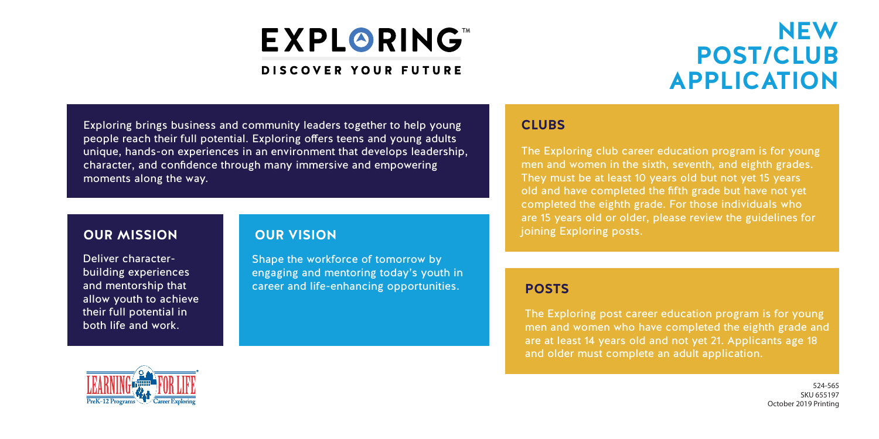# EXPLORING™

DISCOVER YOUR FUTURE

# NEW POST/CLUB APPLICATION

Exploring brings business and community leaders together to help young people reach their full potential. Exploring offers teens and young adults unique, hands-on experiences in an environment that develops leadership, character, and confidence through many immersive and empowering moments along the way.

## OUR MISSION

Deliver character-building experiences and mentorship that allow youth to achieve their full potential in both life and work.

## OUR VISION

Shape the workforce of tomorrow by engaging and mentoring today's youth in career and life-enhancing opportunities.

## CLUBS

The Exploring club career education program is for young men and women in the sixth, seventh, and eighth grades. They must be at least 10 years old but not yet 15 years old and have completed the fifth grade but have not yet completed the eighth grade. For those individuals who are 15 years old or older, please review the guidelines for joining Exploring posts.

## POSTS

The Exploring post career education program is for young men and women who have completed the eighth grade and are at least 14 years old and not yet 21. Applicants age 18 and older must complete an adult application.

LEARNING FOR LIFE® PreK-12 Programs Career Exploring

524-565
SKU 655197
October 2019 Printing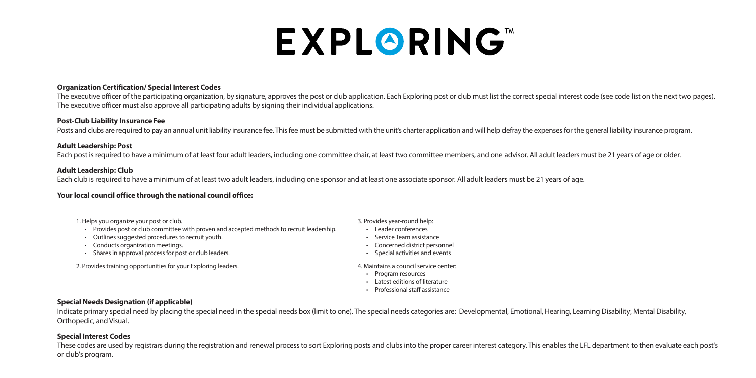# EXPLORING™

### Organization Certification/ Special Interest Codes

The executive officer of the participating organization, by signature, approves the post or club application. Each Exploring post or club must list the correct special interest code (see code list on the next two pages). The executive officer must also approve all participating adults by signing their individual applications.

### Post-Club Liability Insurance Fee

Posts and clubs are required to pay an annual unit liability insurance fee. This fee must be submitted with the unit's charter application and will help defray the expenses for the general liability insurance program.

### Adult Leadership: Post

Each post is required to have a minimum of at least four adult leaders, including one committee chair, at least two committee members, and one advisor. All adult leaders must be 21 years of age or older.

### Adult Leadership: Club

Each club is required to have a minimum of at least two adult leaders, including one sponsor and at least one associate sponsor. All adult leaders must be 21 years of age.

### Your local council office through the national council office:

1. Helps you organize your post or club.
   - Provides post or club committee with proven and accepted methods to recruit leadership.
   - Outlines suggested procedures to recruit youth.
   - Conducts organization meetings.
   - Shares in approval process for post or club leaders.

2. Provides training opportunities for your Exploring leaders.

3. Provides year-round help:
   - Leader conferences
   - Service Team assistance
   - Concerned district personnel
   - Special activities and events

4. Maintains a council service center:
   - Program resources
   - Latest editions of literature
   - Professional staff assistance

### Special Needs Designation (if applicable)

Indicate primary special need by placing the special need in the special needs box (limit to one). The special needs categories are: Developmental, Emotional, Hearing, Learning Disability, Mental Disability, Orthopedic, and Visual.

### Special Interest Codes

These codes are used by registrars during the registration and renewal process to sort Exploring posts and clubs into the proper career interest category. This enables the LFL department to then evaluate each post's or club's program.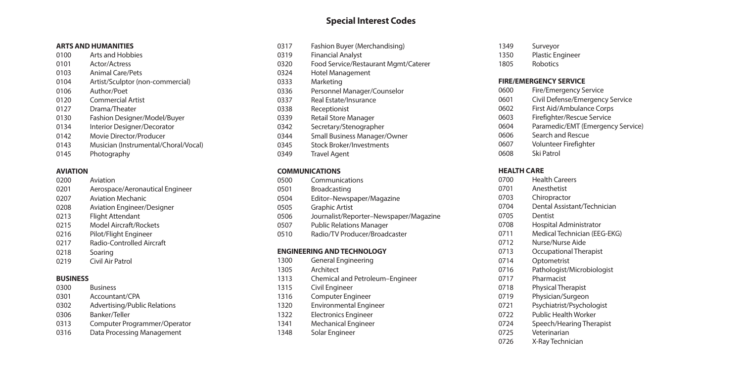# Special Interest Codes

### ARTS AND HUMANITIES

| Code | Interest |
|---|---|
| 0100 | Arts and Hobbies |
| 0101 | Actor/Actress |
| 0103 | Animal Care/Pets |
| 0104 | Artist/Sculptor (non-commercial) |
| 0106 | Author/Poet |
| 0120 | Commercial Artist |
| 0127 | Drama/Theater |
| 0130 | Fashion Designer/Model/Buyer |
| 0134 | Interior Designer/Decorator |
| 0142 | Movie Director/Producer |
| 0143 | Musician (Instrumental/Choral/Vocal) |
| 0145 | Photography |

### AVIATION

| Code | Interest |
|---|---|
| 0200 | Aviation |
| 0201 | Aerospace/Aeronautical Engineer |
| 0207 | Aviation Mechanic |
| 0208 | Aviation Engineer/Designer |
| 0213 | Flight Attendant |
| 0215 | Model Aircraft/Rockets |
| 0216 | Pilot/Flight Engineer |
| 0217 | Radio-Controlled Aircraft |
| 0218 | Soaring |
| 0219 | Civil Air Patrol |

### BUSINESS

| Code | Interest |
|---|---|
| 0300 | Business |
| 0301 | Accountant/CPA |
| 0302 | Advertising/Public Relations |
| 0306 | Banker/Teller |
| 0313 | Computer Programmer/Operator |
| 0316 | Data Processing Management |
| 0317 | Fashion Buyer (Merchandising) |
| 0319 | Financial Analyst |
| 0320 | Food Service/Restaurant Mgmt/Caterer |
| 0324 | Hotel Management |
| 0333 | Marketing |
| 0336 | Personnel Manager/Counselor |
| 0337 | Real Estate/Insurance |
| 0338 | Receptionist |
| 0339 | Retail Store Manager |
| 0342 | Secretary/Stenographer |
| 0344 | Small Business Manager/Owner |
| 0345 | Stock Broker/Investments |
| 0349 | Travel Agent |

### COMMUNICATIONS

| Code | Interest |
|---|---|
| 0500 | Communications |
| 0501 | Broadcasting |
| 0504 | Editor–Newspaper/Magazine |
| 0505 | Graphic Artist |
| 0506 | Journalist/Reporter–Newspaper/Magazine |
| 0507 | Public Relations Manager |
| 0510 | Radio/TV Producer/Broadcaster |

### ENGINEERING AND TECHNOLOGY

| Code | Interest |
|---|---|
| 1300 | General Engineering |
| 1305 | Architect |
| 1313 | Chemical and Petroleum–Engineer |
| 1315 | Civil Engineer |
| 1316 | Computer Engineer |
| 1320 | Environmental Engineer |
| 1322 | Electronics Engineer |
| 1341 | Mechanical Engineer |
| 1348 | Solar Engineer |
| 1349 | Surveyor |
| 1350 | Plastic Engineer |
| 1805 | Robotics |

### FIRE/EMERGENCY SERVICE

| Code | Interest |
|---|---|
| 0600 | Fire/Emergency Service |
| 0601 | Civil Defense/Emergency Service |
| 0602 | First Aid/Ambulance Corps |
| 0603 | Firefighter/Rescue Service |
| 0604 | Paramedic/EMT (Emergency Service) |
| 0606 | Search and Rescue |
| 0607 | Volunteer Firefighter |
| 0608 | Ski Patrol |

### HEALTH CARE

| Code | Interest |
|---|---|
| 0700 | Health Careers |
| 0701 | Anesthetist |
| 0703 | Chiropractor |
| 0704 | Dental Assistant/Technician |
| 0705 | Dentist |
| 0708 | Hospital Administrator |
| 0711 | Medical Technician (EEG-EKG) |
| 0712 | Nurse/Nurse Aide |
| 0713 | Occupational Therapist |
| 0714 | Optometrist |
| 0716 | Pathologist/Microbiologist |
| 0717 | Pharmacist |
| 0718 | Physical Therapist |
| 0719 | Physician/Surgeon |
| 0721 | Psychiatrist/Psychologist |
| 0722 | Public Health Worker |
| 0724 | Speech/Hearing Therapist |
| 0725 | Veterinarian |
| 0726 | X-Ray Technician |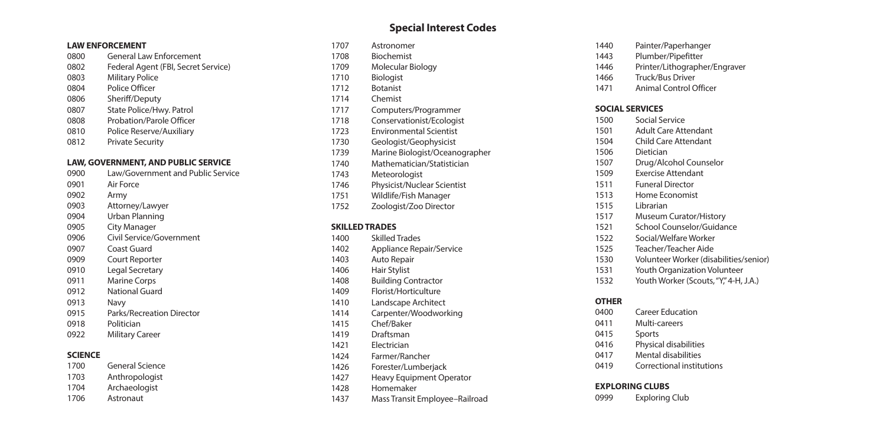# Special Interest Codes

### LAW ENFORCEMENT

| Code | Interest |
|---|---|
| 0800 | General Law Enforcement |
| 0802 | Federal Agent (FBI, Secret Service) |
| 0803 | Military Police |
| 0804 | Police Officer |
| 0806 | Sheriff/Deputy |
| 0807 | State Police/Hwy. Patrol |
| 0808 | Probation/Parole Officer |
| 0810 | Police Reserve/Auxiliary |
| 0812 | Private Security |

### LAW, GOVERNMENT, AND PUBLIC SERVICE

| Code | Interest |
|---|---|
| 0900 | Law/Government and Public Service |
| 0901 | Air Force |
| 0902 | Army |
| 0903 | Attorney/Lawyer |
| 0904 | Urban Planning |
| 0905 | City Manager |
| 0906 | Civil Service/Government |
| 0907 | Coast Guard |
| 0909 | Court Reporter |
| 0910 | Legal Secretary |
| 0911 | Marine Corps |
| 0912 | National Guard |
| 0913 | Navy |
| 0915 | Parks/Recreation Director |
| 0918 | Politician |
| 0922 | Military Career |

### SCIENCE

| Code | Interest |
|---|---|
| 1700 | General Science |
| 1703 | Anthropologist |
| 1704 | Archaeologist |
| 1706 | Astronaut |
| 1707 | Astronomer |
| 1708 | Biochemist |
| 1709 | Molecular Biology |
| 1710 | Biologist |
| 1712 | Botanist |
| 1714 | Chemist |
| 1717 | Computers/Programmer |
| 1718 | Conservationist/Ecologist |
| 1723 | Environmental Scientist |
| 1730 | Geologist/Geophysicist |
| 1739 | Marine Biologist/Oceanographer |
| 1740 | Mathematician/Statistician |
| 1743 | Meteorologist |
| 1746 | Physicist/Nuclear Scientist |
| 1751 | Wildlife/Fish Manager |
| 1752 | Zoologist/Zoo Director |

### SKILLED TRADES

| Code | Interest |
|---|---|
| 1400 | Skilled Trades |
| 1402 | Appliance Repair/Service |
| 1403 | Auto Repair |
| 1406 | Hair Stylist |
| 1408 | Building Contractor |
| 1409 | Florist/Horticulture |
| 1410 | Landscape Architect |
| 1414 | Carpenter/Woodworking |
| 1415 | Chef/Baker |
| 1419 | Draftsman |
| 1421 | Electrician |
| 1424 | Farmer/Rancher |
| 1426 | Forester/Lumberjack |
| 1427 | Heavy Equipment Operator |
| 1428 | Homemaker |
| 1437 | Mass Transit Employee–Railroad |
| 1440 | Painter/Paperhanger |
| 1443 | Plumber/Pipefitter |
| 1446 | Printer/Lithographer/Engraver |
| 1466 | Truck/Bus Driver |
| 1471 | Animal Control Officer |

### SOCIAL SERVICES

| Code | Interest |
|---|---|
| 1500 | Social Service |
| 1501 | Adult Care Attendant |
| 1504 | Child Care Attendant |
| 1506 | Dietician |
| 1507 | Drug/Alcohol Counselor |
| 1509 | Exercise Attendant |
| 1511 | Funeral Director |
| 1513 | Home Economist |
| 1515 | Librarian |
| 1517 | Museum Curator/History |
| 1521 | School Counselor/Guidance |
| 1522 | Social/Welfare Worker |
| 1525 | Teacher/Teacher Aide |
| 1530 | Volunteer Worker (disabilities/senior) |
| 1531 | Youth Organization Volunteer |
| 1532 | Youth Worker (Scouts, "Y," 4-H, J.A.) |

### OTHER

| Code | Interest |
|---|---|
| 0400 | Career Education |
| 0411 | Multi-careers |
| 0415 | Sports |
| 0416 | Physical disabilities |
| 0417 | Mental disabilities |
| 0419 | Correctional institutions |

### EXPLORING CLUBS

| Code | Interest |
|---|---|
| 0999 | Exploring Club |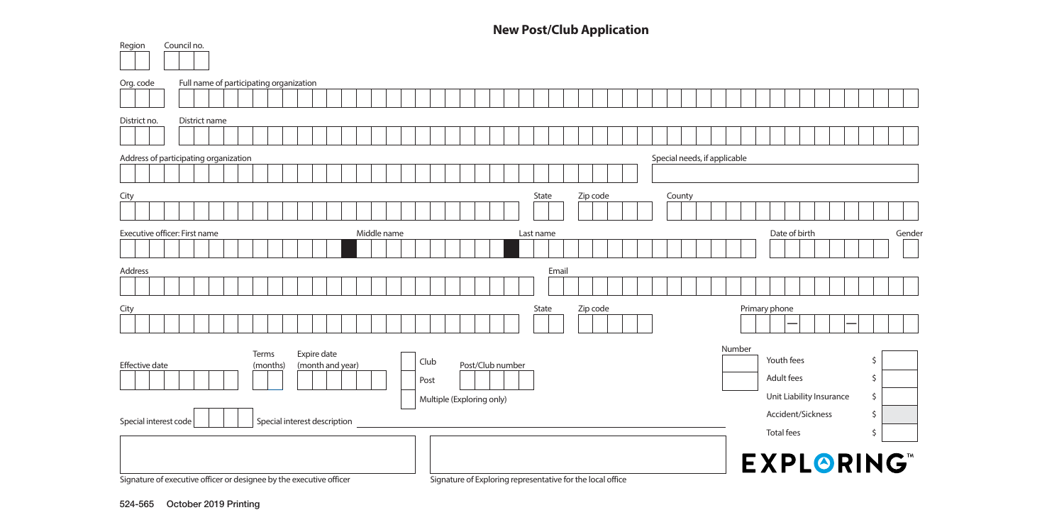# New Post/Club Application

Region

Council no.

Org. code

Full name of participating organization

District no.

District name

Address of participating organization

Special needs, if applicable

City

State

Zip code

County

Executive officer: First name

Middle name

Last name

Date of birth

Gender

Address

Email

City

State

Zip code

Primary phone

Effective date

Terms (months)

Expire date (month and year)

Club

Post

Post/Club number

Multiple (Exploring only)

| Number | | |
|---|---|---|
| | Youth fees | $ |
| | Adult fees | $ |
| | Unit Liability Insurance | $ |
| | Accident/Sickness | $ |
| | Total fees | $ |

Special interest code

Special interest description

Signature of executive officer or designee by the executive officer

Signature of Exploring representative for the local office

EXPLORING™

524-565 October 2019 Printing